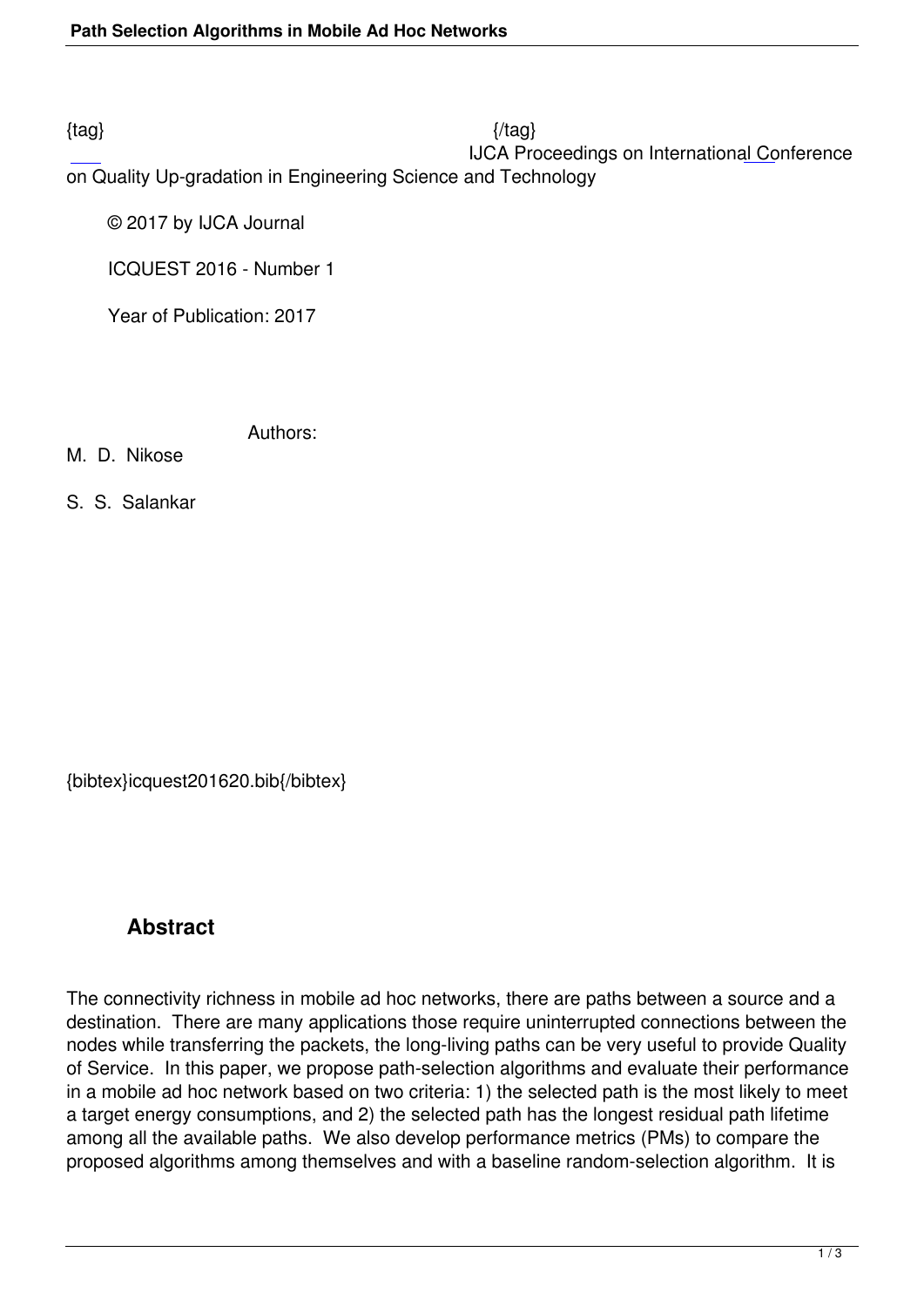{tag} {/tag}

IJCA Proceedings on International Conference on Quality Up-gradation in Engineering Science and Technology

© 2017 by IJCA Journal

ICQUEST 2016 - Number 1

Year of Publication: 2017

Authors:

M. D. Nikose

S. S. Salankar

{bibtex}icquest201620.bib{/bibtex}

## Abstract

The connectivity richness in mobile ad hoc networks, there are paths between a source and a destination. There are many applications those require uninterrupted connections between the nodes while transferring the packets, the long-living paths can be very useful to provide Quality of Service. In this paper, we propose path-selection algorithms and evaluate their performance in a mobile ad hoc network based on two criteria: 1) the selected path is the most likely to meet a target energy consumptions, and 2) the selected path has the longest residual path lifetime among all the available paths. We also develop performance metrics (PMs) to compare the proposed algorithms among themselves and with a baseline random-selection algorithm. It is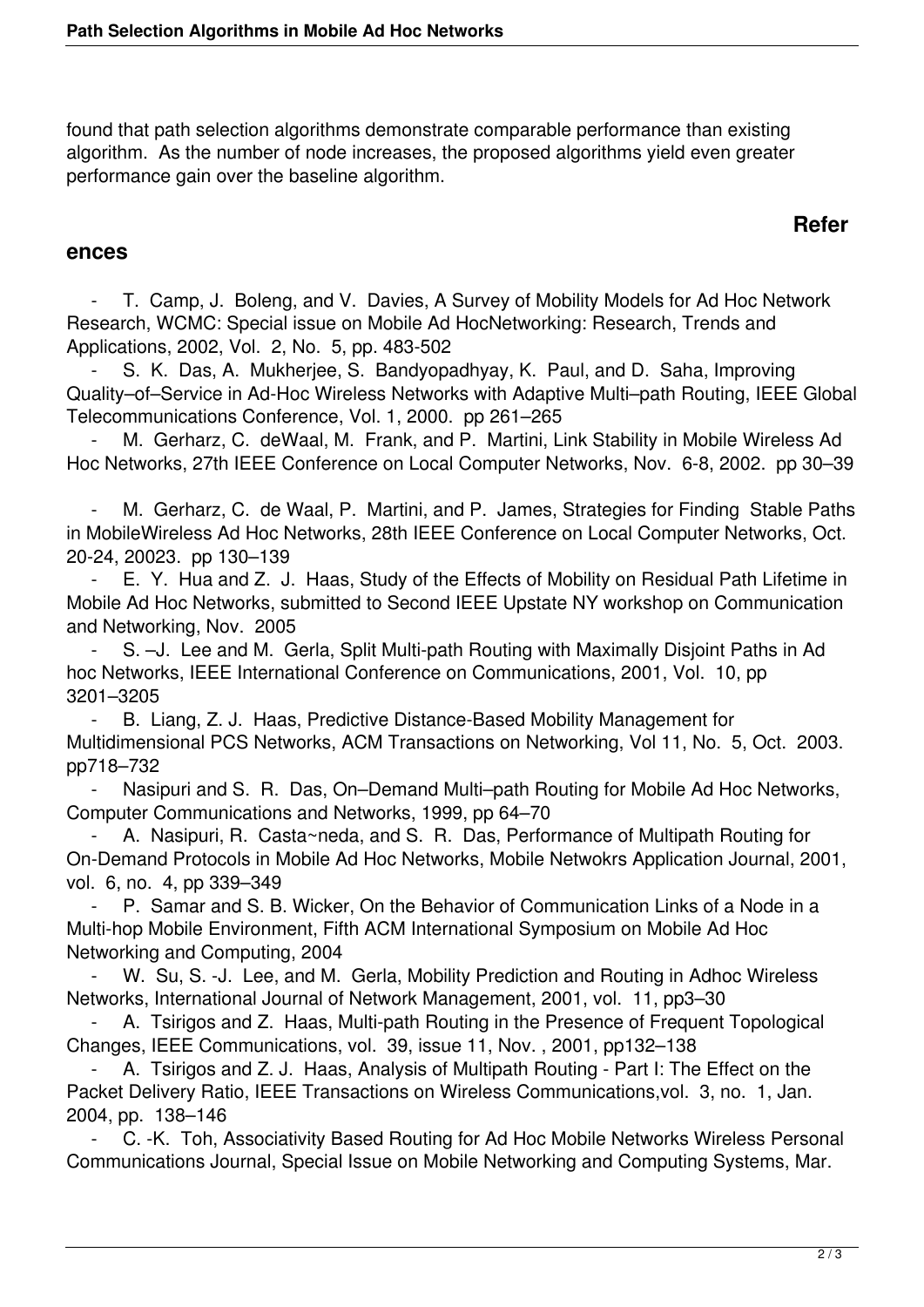found that path selection algorithms demonstrate comparable performance than existing algorithm. As the number of node increases, the proposed algorithms yield even greater performance gain over the baseline algorithm.

## References

- T. Camp, J. Boleng, and V. Davies, A Survey of Mobility Models for Ad Hoc Network Research, WCMC: Special issue on Mobile Ad HocNetworking: Research, Trends and Applications, 2002, Vol. 2, No. 5, pp. 483-502
- S. K. Das, A. Mukherjee, S. Bandyopadhyay, K. Paul, and D. Saha, Improving Quality–of–Service in Ad-Hoc Wireless Networks with Adaptive Multi–path Routing, IEEE Global Telecommunications Conference, Vol. 1, 2000. pp 261–265
- M. Gerharz, C. deWaal, M. Frank, and P. Martini, Link Stability in Mobile Wireless Ad Hoc Networks, 27th IEEE Conference on Local Computer Networks, Nov. 6-8, 2002. pp 30–39
- M. Gerharz, C. de Waal, P. Martini, and P. James, Strategies for Finding Stable Paths in MobileWireless Ad Hoc Networks, 28th IEEE Conference on Local Computer Networks, Oct. 20-24, 20023. pp 130–139
- E. Y. Hua and Z. J. Haas, Study of the Effects of Mobility on Residual Path Lifetime in Mobile Ad Hoc Networks, submitted to Second IEEE Upstate NY workshop on Communication and Networking, Nov. 2005
- S. –J. Lee and M. Gerla, Split Multi-path Routing with Maximally Disjoint Paths in Ad hoc Networks, IEEE International Conference on Communications, 2001, Vol. 10, pp 3201–3205
- B. Liang, Z. J. Haas, Predictive Distance-Based Mobility Management for Multidimensional PCS Networks, ACM Transactions on Networking, Vol 11, No. 5, Oct. 2003. pp718–732
- Nasipuri and S. R. Das, On–Demand Multi–path Routing for Mobile Ad Hoc Networks, Computer Communications and Networks, 1999, pp 64–70
- A. Nasipuri, R. Casta~neda, and S. R. Das, Performance of Multipath Routing for On-Demand Protocols in Mobile Ad Hoc Networks, Mobile Netwokrs Application Journal, 2001, vol. 6, no. 4, pp 339–349
- P. Samar and S. B. Wicker, On the Behavior of Communication Links of a Node in a Multi-hop Mobile Environment, Fifth ACM International Symposium on Mobile Ad Hoc Networking and Computing, 2004
- W. Su, S. -J. Lee, and M. Gerla, Mobility Prediction and Routing in Adhoc Wireless Networks, International Journal of Network Management, 2001, vol. 11, pp3–30
- A. Tsirigos and Z. Haas, Multi-path Routing in the Presence of Frequent Topological Changes, IEEE Communications, vol. 39, issue 11, Nov. , 2001, pp132–138
- A. Tsirigos and Z. J. Haas, Analysis of Multipath Routing - Part I: The Effect on the Packet Delivery Ratio, IEEE Transactions on Wireless Communications,vol. 3, no. 1, Jan. 2004, pp. 138–146
- C. -K. Toh, Associativity Based Routing for Ad Hoc Mobile Networks Wireless Personal Communications Journal, Special Issue on Mobile Networking and Computing Systems, Mar.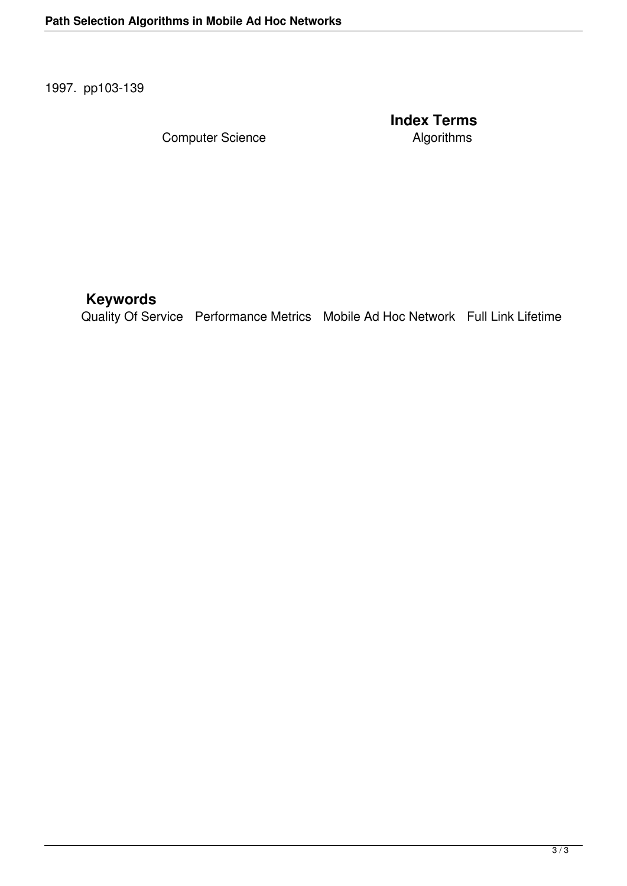1997. pp103-139

Computer Science

## Index Terms

Algorithms

## Keywords

Quality Of Service   Performance Metrics   Mobile Ad Hoc Network   Full Link Lifetime